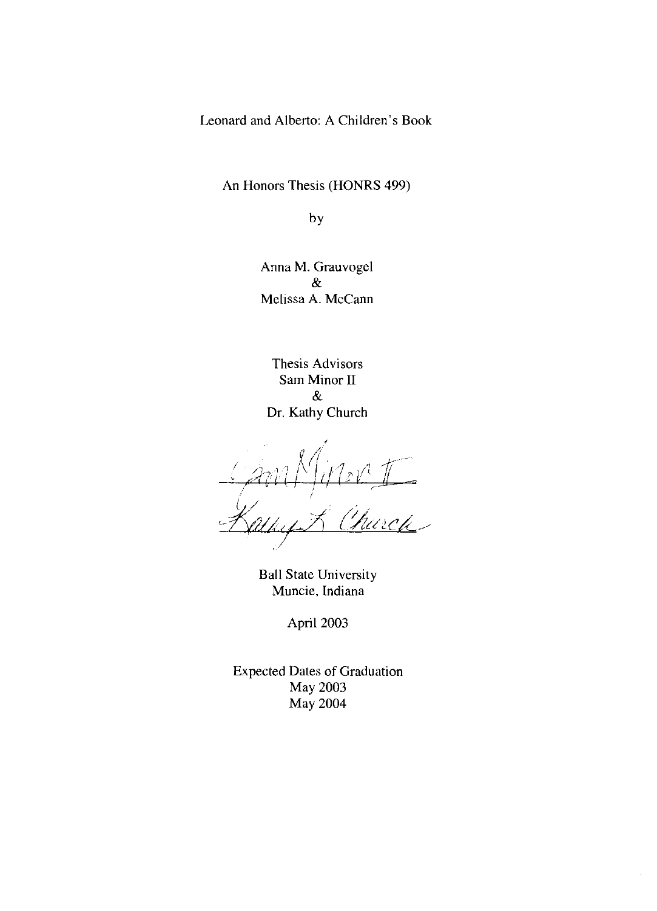Leonard and Alberto: A Children's Book

An Honors Thesis (HONRS 499)

by

Anna M. Grauvogel
&
Melissa A. McCann

Thesis Advisors
Sam Minor II
&
Dr. Kathy Church

Sam Minor II
Kathy L. Church

Ball State University
Muncie, Indiana

April 2003

Expected Dates of Graduation
May 2003
May 2004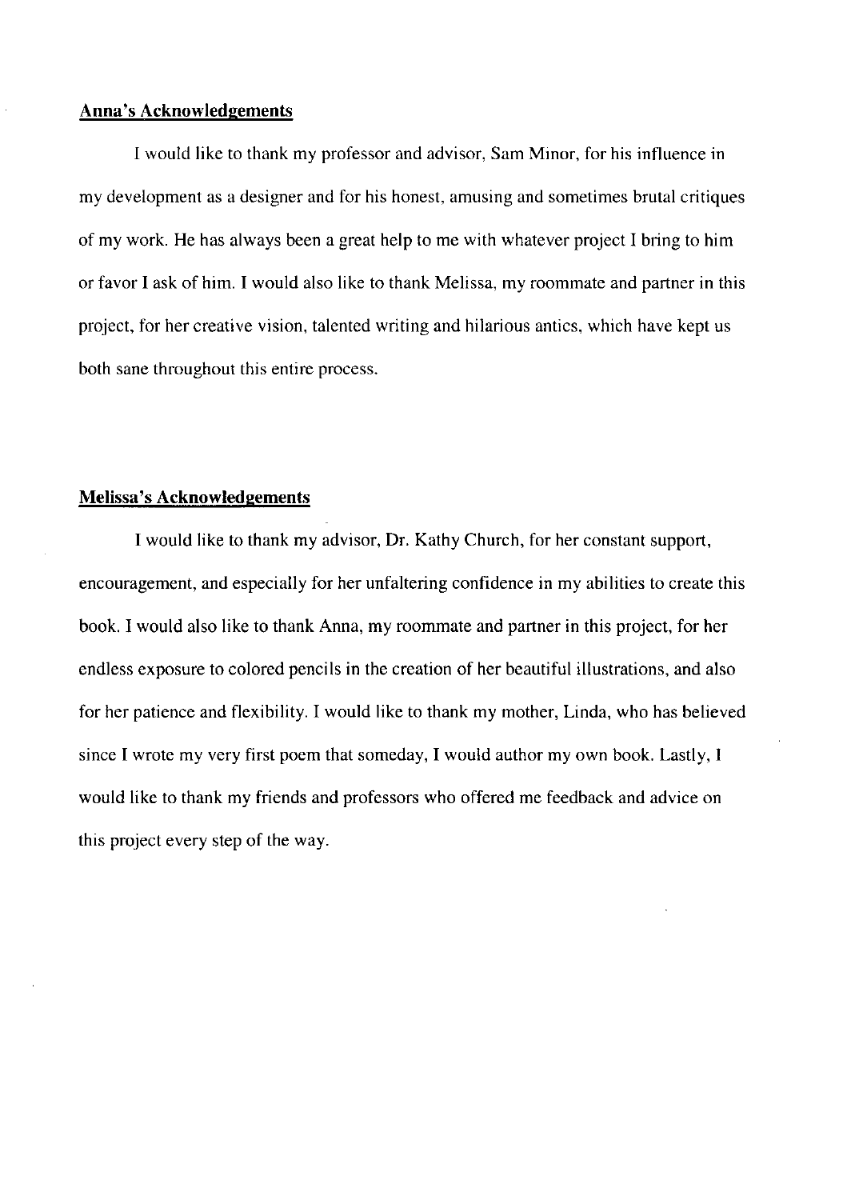## Anna's Acknowledgements

I would like to thank my professor and advisor, Sam Minor, for his influence in my development as a designer and for his honest, amusing and sometimes brutal critiques of my work. He has always been a great help to me with whatever project I bring to him or favor I ask of him. I would also like to thank Melissa, my roommate and partner in this project, for her creative vision, talented writing and hilarious antics, which have kept us both sane throughout this entire process.

## Melissa's Acknowledgements

I would like to thank my advisor, Dr. Kathy Church, for her constant support, encouragement, and especially for her unfaltering confidence in my abilities to create this book. I would also like to thank Anna, my roommate and partner in this project, for her endless exposure to colored pencils in the creation of her beautiful illustrations, and also for her patience and flexibility. I would like to thank my mother, Linda, who has believed since I wrote my very first poem that someday, I would author my own book. Lastly, I would like to thank my friends and professors who offered me feedback and advice on this project every step of the way.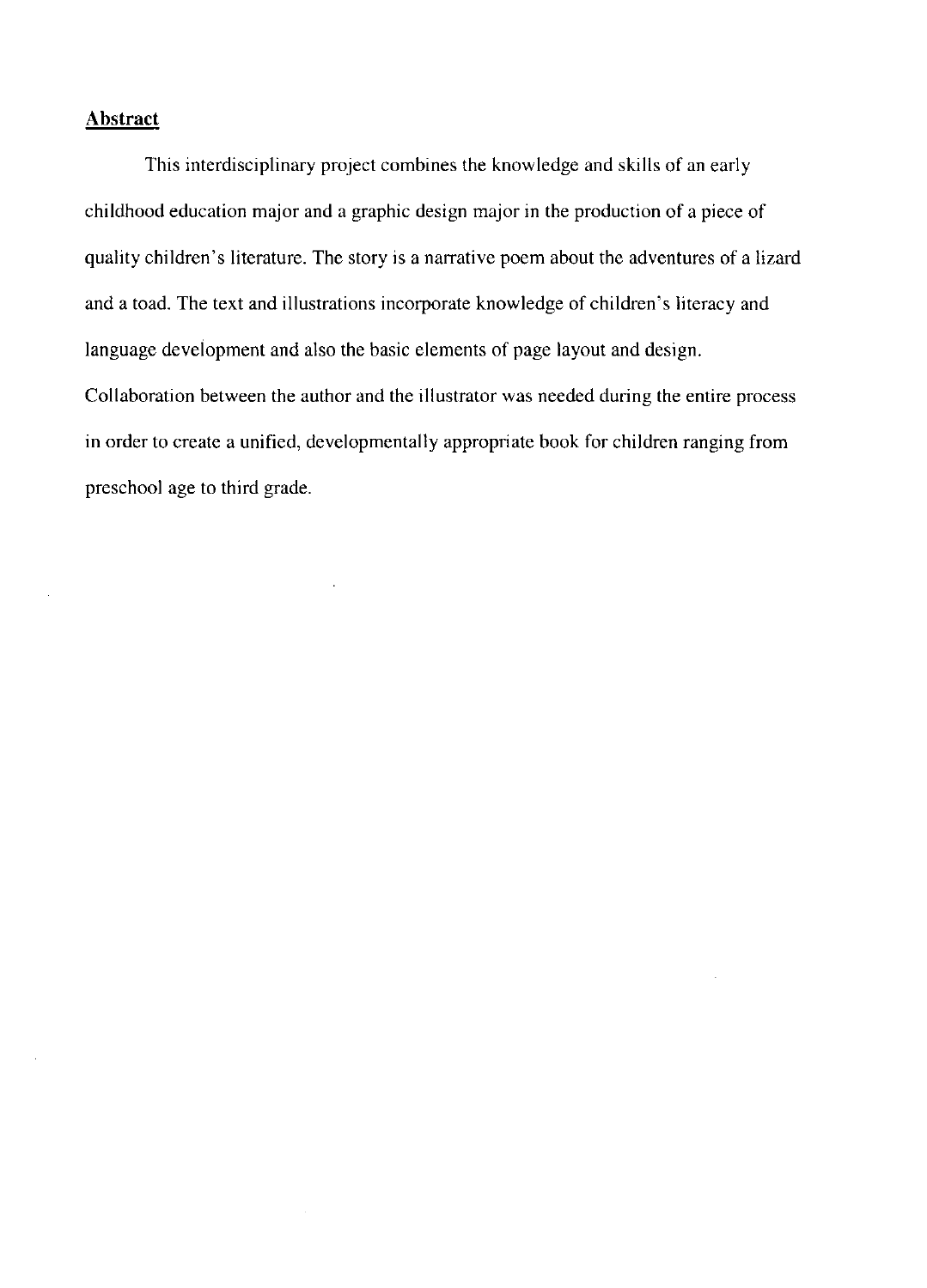## Abstract

This interdisciplinary project combines the knowledge and skills of an early childhood education major and a graphic design major in the production of a piece of quality children's literature. The story is a narrative poem about the adventures of a lizard and a toad. The text and illustrations incorporate knowledge of children's literacy and language development and also the basic elements of page layout and design. Collaboration between the author and the illustrator was needed during the entire process in order to create a unified, developmentally appropriate book for children ranging from preschool age to third grade.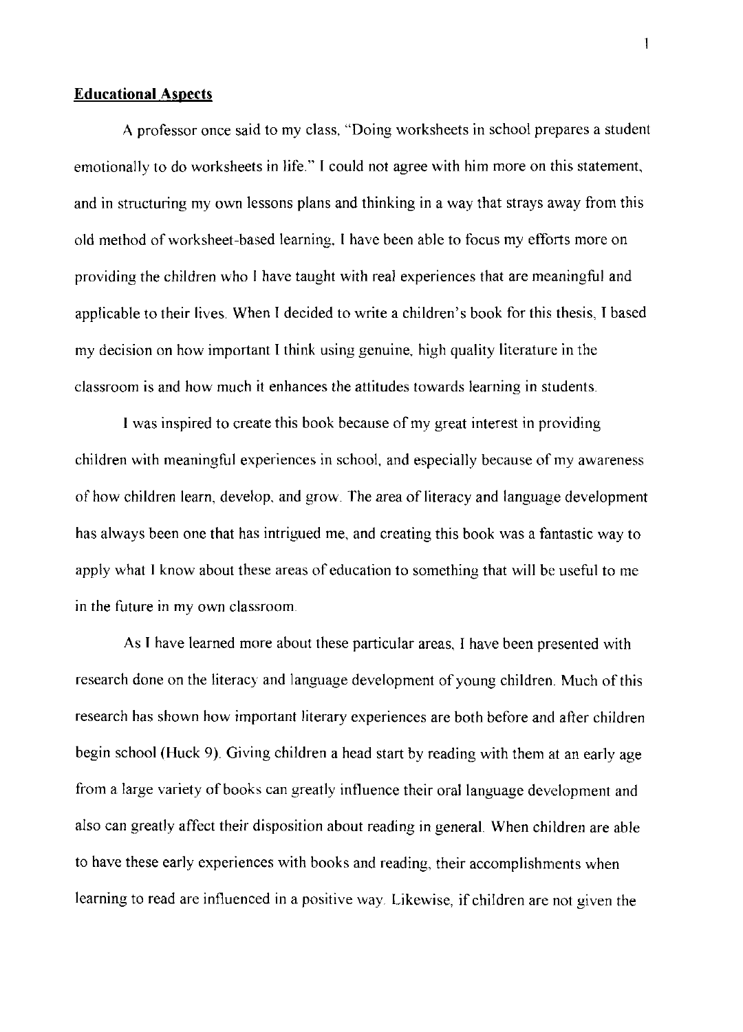**Educational Aspects**

A professor once said to my class, "Doing worksheets in school prepares a student emotionally to do worksheets in life." I could not agree with him more on this statement, and in structuring my own lessons plans and thinking in a way that strays away from this old method of worksheet-based learning, I have been able to focus my efforts more on providing the children who I have taught with real experiences that are meaningful and applicable to their lives. When I decided to write a children's book for this thesis, I based my decision on how important I think using genuine, high quality literature in the classroom is and how much it enhances the attitudes towards learning in students.

I was inspired to create this book because of my great interest in providing children with meaningful experiences in school, and especially because of my awareness of how children learn, develop, and grow. The area of literacy and language development has always been one that has intrigued me, and creating this book was a fantastic way to apply what I know about these areas of education to something that will be useful to me in the future in my own classroom.

As I have learned more about these particular areas, I have been presented with research done on the literacy and language development of young children. Much of this research has shown how important literary experiences are both before and after children begin school (Huck 9). Giving children a head start by reading with them at an early age from a large variety of books can greatly influence their oral language development and also can greatly affect their disposition about reading in general. When children are able to have these early experiences with books and reading, their accomplishments when learning to read are influenced in a positive way. Likewise, if children are not given the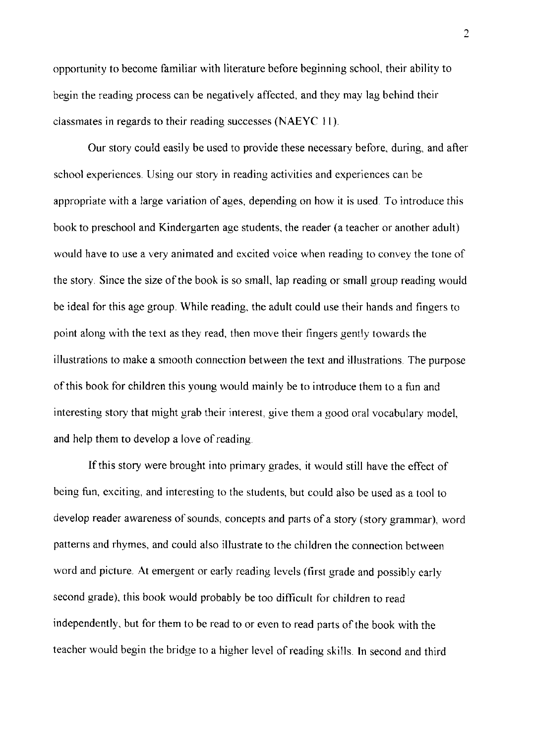opportunity to become familiar with literature before beginning school, their ability to begin the reading process can be negatively affected, and they may lag behind their classmates in regards to their reading successes (NAEYC 11).

Our story could easily be used to provide these necessary before, during, and after school experiences. Using our story in reading activities and experiences can be appropriate with a large variation of ages, depending on how it is used. To introduce this book to preschool and Kindergarten age students, the reader (a teacher or another adult) would have to use a very animated and excited voice when reading to convey the tone of the story. Since the size of the book is so small, lap reading or small group reading would be ideal for this age group. While reading, the adult could use their hands and fingers to point along with the text as they read, then move their fingers gently towards the illustrations to make a smooth connection between the text and illustrations. The purpose of this book for children this young would mainly be to introduce them to a fun and interesting story that might grab their interest, give them a good oral vocabulary model, and help them to develop a love of reading.

If this story were brought into primary grades, it would still have the effect of being fun, exciting, and interesting to the students, but could also be used as a tool to develop reader awareness of sounds, concepts and parts of a story (story grammar), word patterns and rhymes, and could also illustrate to the children the connection between word and picture. At emergent or early reading levels (first grade and possibly early second grade), this book would probably be too difficult for children to read independently, but for them to be read to or even to read parts of the book with the teacher would begin the bridge to a higher level of reading skills. In second and third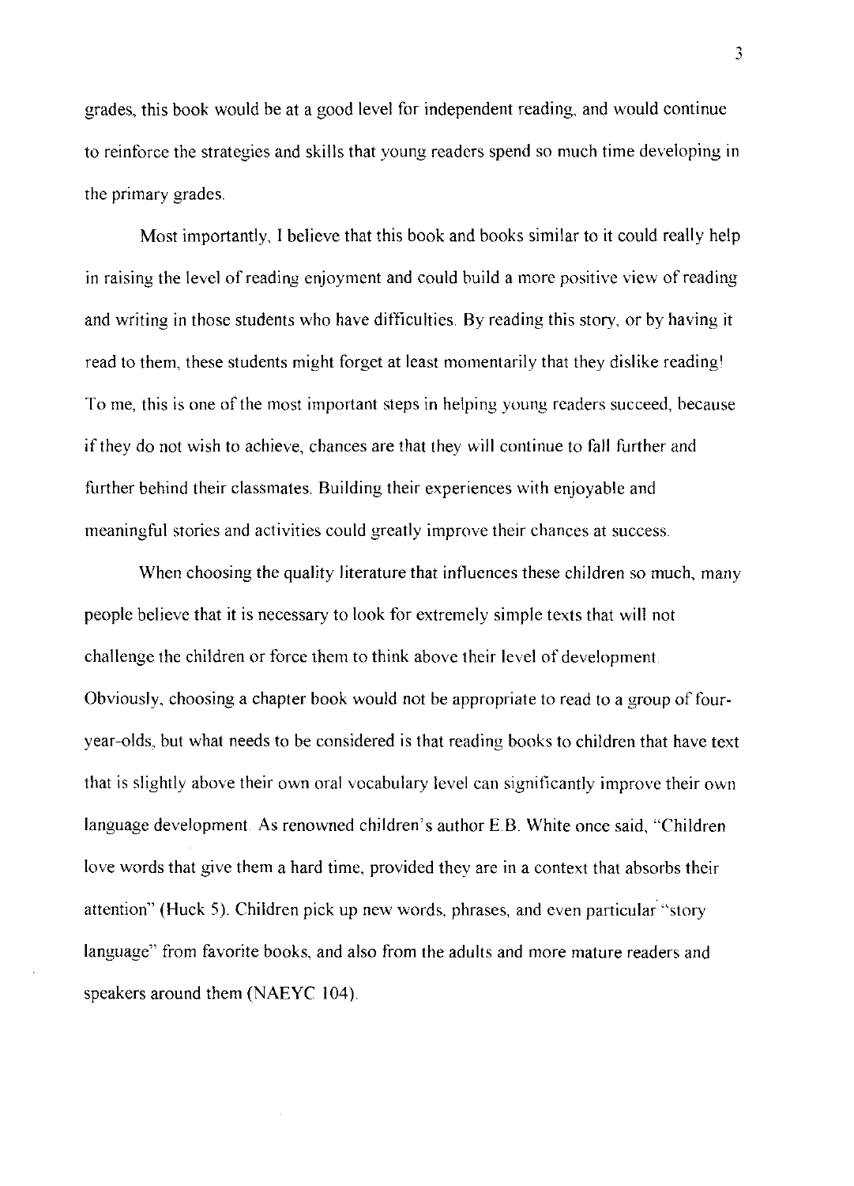grades, this book would be at a good level for independent reading, and would continue to reinforce the strategies and skills that young readers spend so much time developing in the primary grades.

Most importantly, I believe that this book and books similar to it could really help in raising the level of reading enjoyment and could build a more positive view of reading and writing in those students who have difficulties. By reading this story, or by having it read to them, these students might forget at least momentarily that they dislike reading! To me, this is one of the most important steps in helping young readers succeed, because if they do not wish to achieve, chances are that they will continue to fall further and further behind their classmates. Building their experiences with enjoyable and meaningful stories and activities could greatly improve their chances at success.

When choosing the quality literature that influences these children so much, many people believe that it is necessary to look for extremely simple texts that will not challenge the children or force them to think above their level of development. Obviously, choosing a chapter book would not be appropriate to read to a group of four-year-olds, but what needs to be considered is that reading books to children that have text that is slightly above their own oral vocabulary level can significantly improve their own language development. As renowned children's author E.B. White once said, "Children love words that give them a hard time, provided they are in a context that absorbs their attention" (Huck 5). Children pick up new words, phrases, and even particular "story language" from favorite books, and also from the adults and more mature readers and speakers around them (NAEYC 104).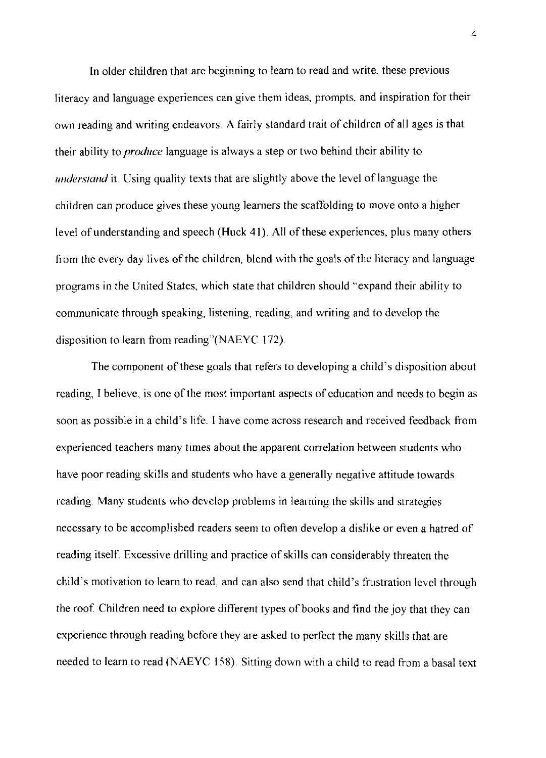In older children that are beginning to learn to read and write, these previous literacy and language experiences can give them ideas, prompts, and inspiration for their own reading and writing endeavors. A fairly standard trait of children of all ages is that their ability to *produce* language is always a step or two behind their ability to *understand* it. Using quality texts that are slightly above the level of language the children can produce gives these young learners the scaffolding to move onto a higher level of understanding and speech (Huck 41). All of these experiences, plus many others from the every day lives of the children, blend with the goals of the literacy and language programs in the United States, which state that children should "expand their ability to communicate through speaking, listening, reading, and writing and to develop the disposition to learn from reading"(NAEYC 172).

The component of these goals that refers to developing a child's disposition about reading, I believe, is one of the most important aspects of education and needs to begin as soon as possible in a child's life. I have come across research and received feedback from experienced teachers many times about the apparent correlation between students who have poor reading skills and students who have a generally negative attitude towards reading. Many students who develop problems in learning the skills and strategies necessary to be accomplished readers seem to often develop a dislike or even a hatred of reading itself. Excessive drilling and practice of skills can considerably threaten the child's motivation to learn to read, and can also send that child's frustration level through the roof. Children need to explore different types of books and find the joy that they can experience through reading before they are asked to perfect the many skills that are needed to learn to read (NAEYC 158). Sitting down with a child to read from a basal text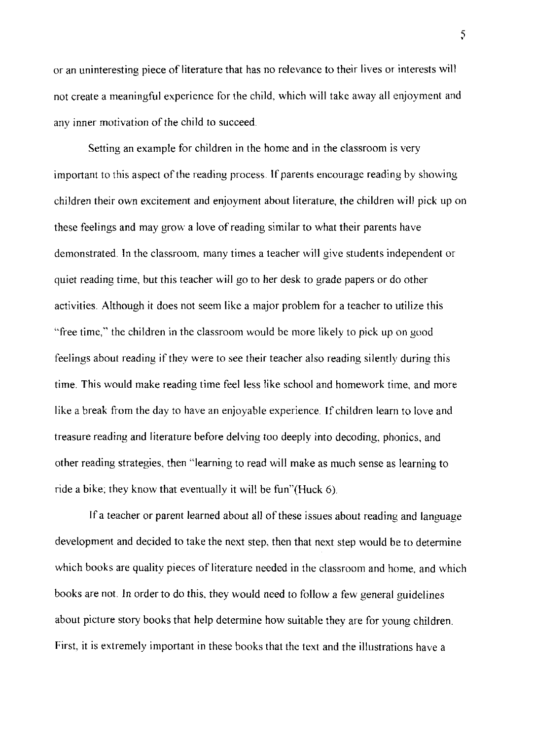or an uninteresting piece of literature that has no relevance to their lives or interests will not create a meaningful experience for the child, which will take away all enjoyment and any inner motivation of the child to succeed.

Setting an example for children in the home and in the classroom is very important to this aspect of the reading process. If parents encourage reading by showing children their own excitement and enjoyment about literature, the children will pick up on these feelings and may grow a love of reading similar to what their parents have demonstrated. In the classroom, many times a teacher will give students independent or quiet reading time, but this teacher will go to her desk to grade papers or do other activities. Although it does not seem like a major problem for a teacher to utilize this "free time," the children in the classroom would be more likely to pick up on good feelings about reading if they were to see their teacher also reading silently during this time. This would make reading time feel less like school and homework time, and more like a break from the day to have an enjoyable experience. If children learn to love and treasure reading and literature before delving too deeply into decoding, phonics, and other reading strategies, then "learning to read will make as much sense as learning to ride a bike; they know that eventually it will be fun"(Huck 6).

If a teacher or parent learned about all of these issues about reading and language development and decided to take the next step, then that next step would be to determine which books are quality pieces of literature needed in the classroom and home, and which books are not. In order to do this, they would need to follow a few general guidelines about picture story books that help determine how suitable they are for young children. First, it is extremely important in these books that the text and the illustrations have a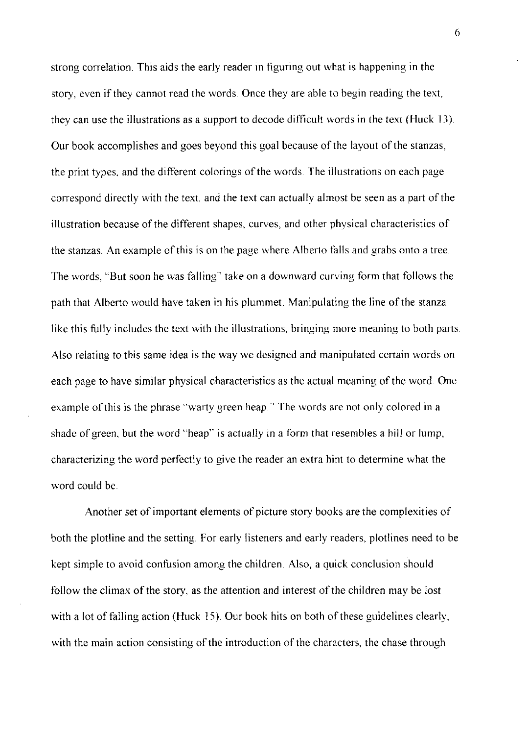strong correlation. This aids the early reader in figuring out what is happening in the story, even if they cannot read the words. Once they are able to begin reading the text, they can use the illustrations as a support to decode difficult words in the text (Huck 13). Our book accomplishes and goes beyond this goal because of the layout of the stanzas, the print types, and the different colorings of the words. The illustrations on each page correspond directly with the text, and the text can actually almost be seen as a part of the illustration because of the different shapes, curves, and other physical characteristics of the stanzas. An example of this is on the page where Alberto falls and grabs onto a tree. The words, "But soon he was falling" take on a downward curving form that follows the path that Alberto would have taken in his plummet. Manipulating the line of the stanza like this fully includes the text with the illustrations, bringing more meaning to both parts. Also relating to this same idea is the way we designed and manipulated certain words on each page to have similar physical characteristics as the actual meaning of the word. One example of this is the phrase "warty green heap." The words are not only colored in a shade of green, but the word "heap" is actually in a form that resembles a hill or lump, characterizing the word perfectly to give the reader an extra hint to determine what the word could be.

Another set of important elements of picture story books are the complexities of both the plotline and the setting. For early listeners and early readers, plotlines need to be kept simple to avoid confusion among the children. Also, a quick conclusion should follow the climax of the story, as the attention and interest of the children may be lost with a lot of falling action (Huck 15). Our book hits on both of these guidelines clearly, with the main action consisting of the introduction of the characters, the chase through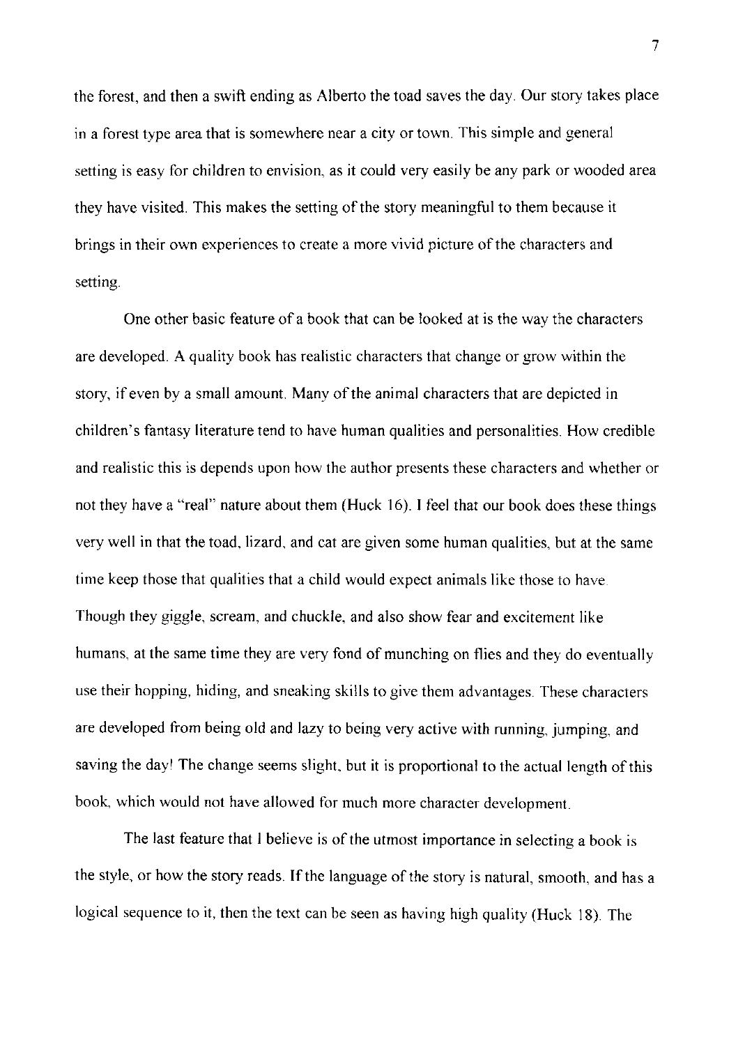the forest, and then a swift ending as Alberto the toad saves the day. Our story takes place in a forest type area that is somewhere near a city or town. This simple and general setting is easy for children to envision, as it could very easily be any park or wooded area they have visited. This makes the setting of the story meaningful to them because it brings in their own experiences to create a more vivid picture of the characters and setting.

One other basic feature of a book that can be looked at is the way the characters are developed. A quality book has realistic characters that change or grow within the story, if even by a small amount. Many of the animal characters that are depicted in children's fantasy literature tend to have human qualities and personalities. How credible and realistic this is depends upon how the author presents these characters and whether or not they have a "real" nature about them (Huck 16). I feel that our book does these things very well in that the toad, lizard, and cat are given some human qualities, but at the same time keep those that qualities that a child would expect animals like those to have. Though they giggle, scream, and chuckle, and also show fear and excitement like humans, at the same time they are very fond of munching on flies and they do eventually use their hopping, hiding, and sneaking skills to give them advantages. These characters are developed from being old and lazy to being very active with running, jumping, and saving the day! The change seems slight, but it is proportional to the actual length of this book, which would not have allowed for much more character development.

The last feature that I believe is of the utmost importance in selecting a book is the style, or how the story reads. If the language of the story is natural, smooth, and has a logical sequence to it, then the text can be seen as having high quality (Huck 18). The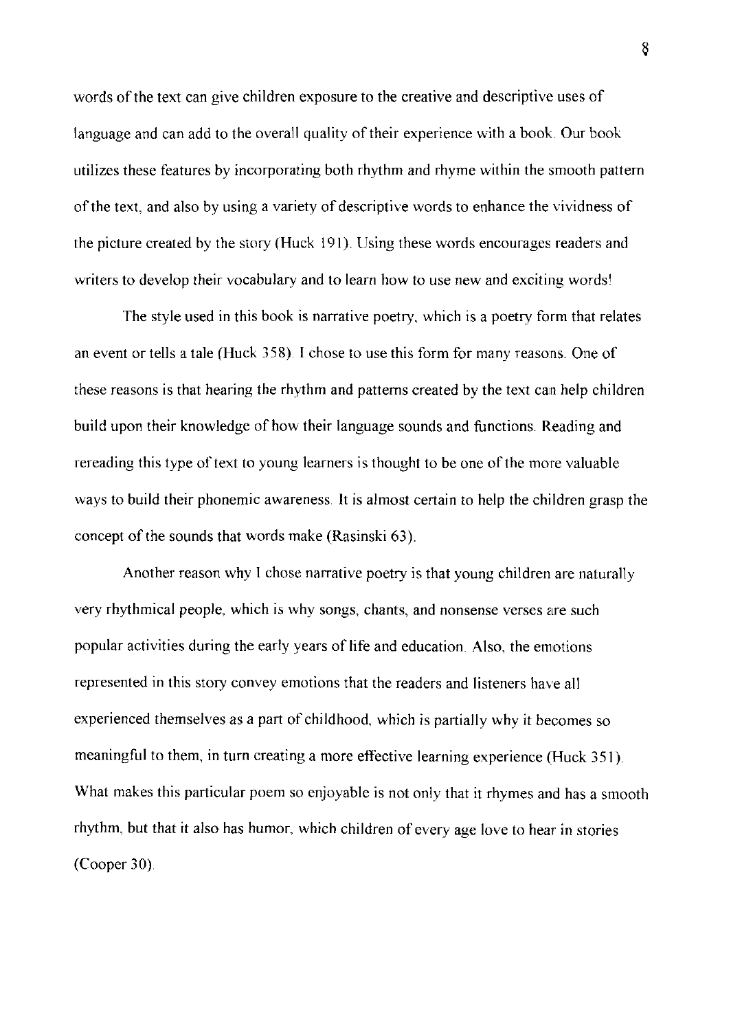words of the text can give children exposure to the creative and descriptive uses of language and can add to the overall quality of their experience with a book. Our book utilizes these features by incorporating both rhythm and rhyme within the smooth pattern of the text, and also by using a variety of descriptive words to enhance the vividness of the picture created by the story (Huck 191). Using these words encourages readers and writers to develop their vocabulary and to learn how to use new and exciting words!

The style used in this book is narrative poetry, which is a poetry form that relates an event or tells a tale (Huck 358). I chose to use this form for many reasons. One of these reasons is that hearing the rhythm and patterns created by the text can help children build upon their knowledge of how their language sounds and functions. Reading and rereading this type of text to young learners is thought to be one of the more valuable ways to build their phonemic awareness. It is almost certain to help the children grasp the concept of the sounds that words make (Rasinski 63).

Another reason why I chose narrative poetry is that young children are naturally very rhythmical people, which is why songs, chants, and nonsense verses are such popular activities during the early years of life and education. Also, the emotions represented in this story convey emotions that the readers and listeners have all experienced themselves as a part of childhood, which is partially why it becomes so meaningful to them, in turn creating a more effective learning experience (Huck 351). What makes this particular poem so enjoyable is not only that it rhymes and has a smooth rhythm, but that it also has humor, which children of every age love to hear in stories (Cooper 30).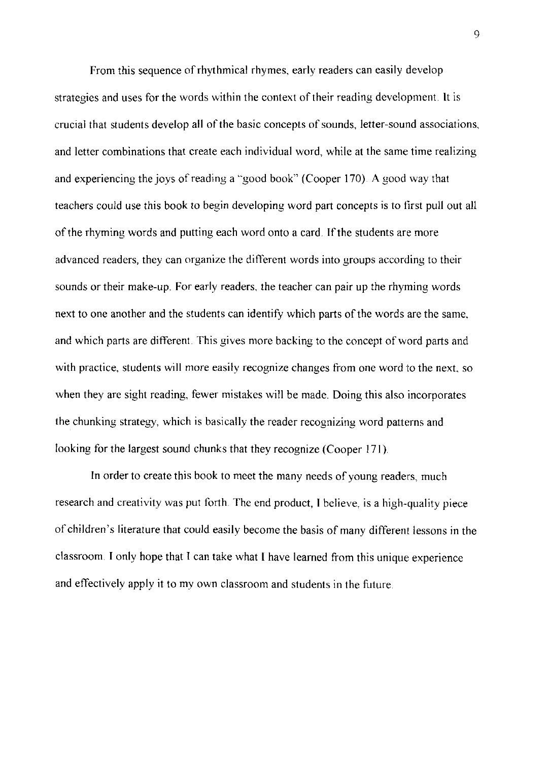From this sequence of rhythmical rhymes, early readers can easily develop strategies and uses for the words within the context of their reading development. It is crucial that students develop all of the basic concepts of sounds, letter-sound associations, and letter combinations that create each individual word, while at the same time realizing and experiencing the joys of reading a "good book" (Cooper 170). A good way that teachers could use this book to begin developing word part concepts is to first pull out all of the rhyming words and putting each word onto a card. If the students are more advanced readers, they can organize the different words into groups according to their sounds or their make-up. For early readers, the teacher can pair up the rhyming words next to one another and the students can identify which parts of the words are the same, and which parts are different. This gives more backing to the concept of word parts and with practice, students will more easily recognize changes from one word to the next, so when they are sight reading, fewer mistakes will be made. Doing this also incorporates the chunking strategy, which is basically the reader recognizing word patterns and looking for the largest sound chunks that they recognize (Cooper 171).

In order to create this book to meet the many needs of young readers, much research and creativity was put forth. The end product, I believe, is a high-quality piece of children's literature that could easily become the basis of many different lessons in the classroom. I only hope that I can take what I have learned from this unique experience and effectively apply it to my own classroom and students in the future.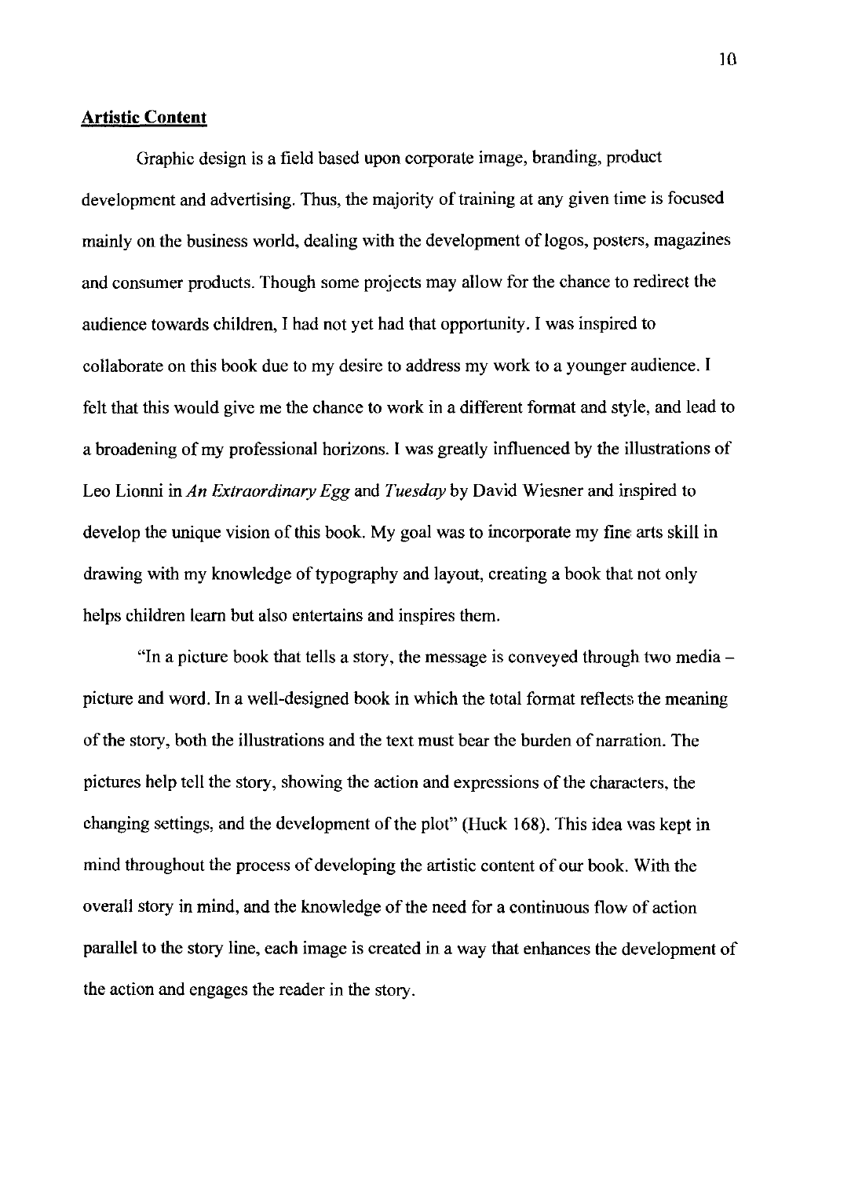**Artistic Content**

Graphic design is a field based upon corporate image, branding, product development and advertising. Thus, the majority of training at any given time is focused mainly on the business world, dealing with the development of logos, posters, magazines and consumer products. Though some projects may allow for the chance to redirect the audience towards children, I had not yet had that opportunity. I was inspired to collaborate on this book due to my desire to address my work to a younger audience. I felt that this would give me the chance to work in a different format and style, and lead to a broadening of my professional horizons. I was greatly influenced by the illustrations of Leo Lionni in *An Extraordinary Egg* and *Tuesday* by David Wiesner and inspired to develop the unique vision of this book. My goal was to incorporate my fine arts skill in drawing with my knowledge of typography and layout, creating a book that not only helps children learn but also entertains and inspires them.

"In a picture book that tells a story, the message is conveyed through two media – picture and word. In a well-designed book in which the total format reflects the meaning of the story, both the illustrations and the text must bear the burden of narration. The pictures help tell the story, showing the action and expressions of the characters, the changing settings, and the development of the plot" (Huck 168). This idea was kept in mind throughout the process of developing the artistic content of our book. With the overall story in mind, and the knowledge of the need for a continuous flow of action parallel to the story line, each image is created in a way that enhances the development of the action and engages the reader in the story.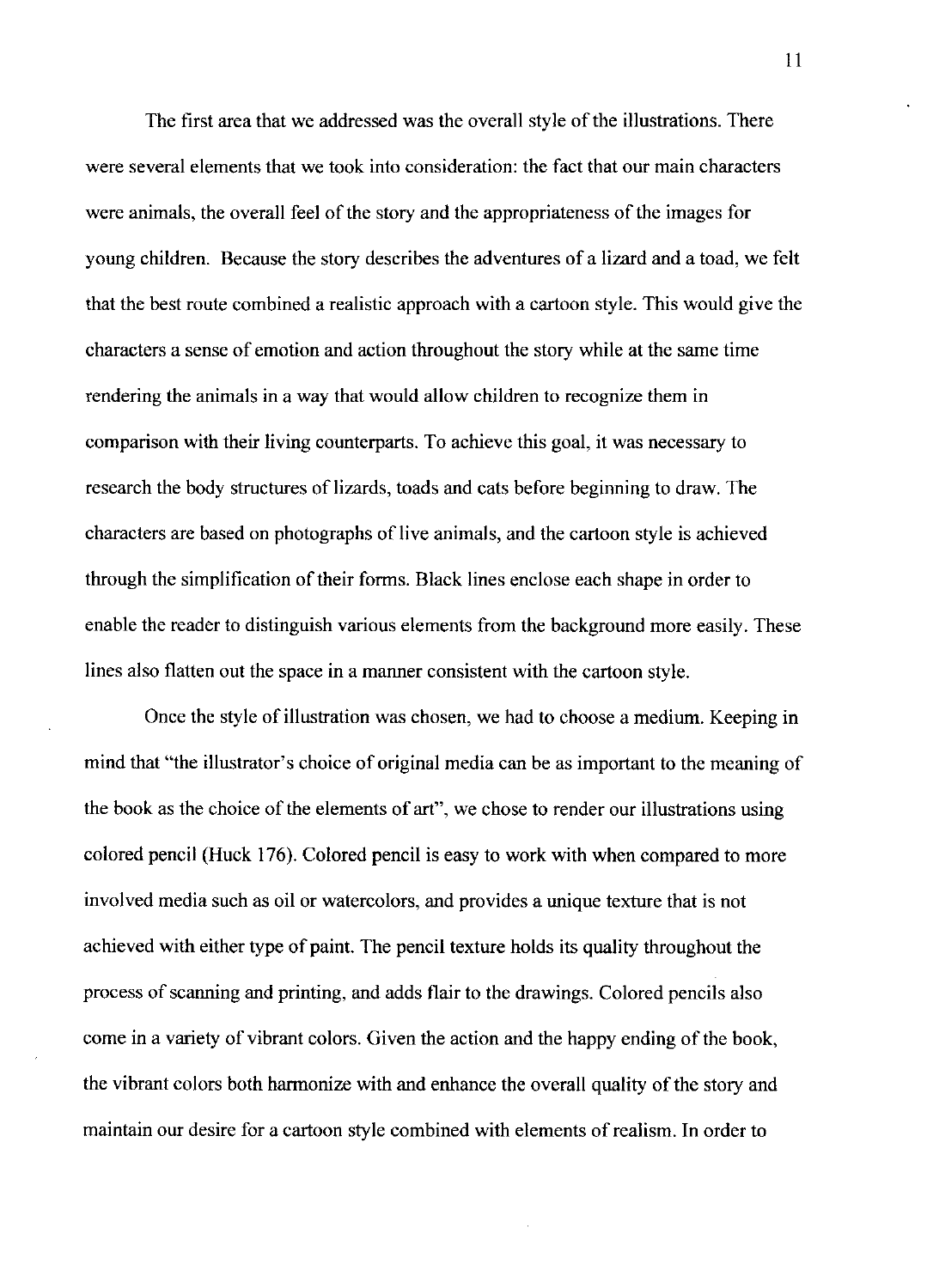The first area that we addressed was the overall style of the illustrations. There were several elements that we took into consideration: the fact that our main characters were animals, the overall feel of the story and the appropriateness of the images for young children. Because the story describes the adventures of a lizard and a toad, we felt that the best route combined a realistic approach with a cartoon style. This would give the characters a sense of emotion and action throughout the story while at the same time rendering the animals in a way that would allow children to recognize them in comparison with their living counterparts. To achieve this goal, it was necessary to research the body structures of lizards, toads and cats before beginning to draw. The characters are based on photographs of live animals, and the cartoon style is achieved through the simplification of their forms. Black lines enclose each shape in order to enable the reader to distinguish various elements from the background more easily. These lines also flatten out the space in a manner consistent with the cartoon style.

Once the style of illustration was chosen, we had to choose a medium. Keeping in mind that "the illustrator's choice of original media can be as important to the meaning of the book as the choice of the elements of art", we chose to render our illustrations using colored pencil (Huck 176). Colored pencil is easy to work with when compared to more involved media such as oil or watercolors, and provides a unique texture that is not achieved with either type of paint. The pencil texture holds its quality throughout the process of scanning and printing, and adds flair to the drawings. Colored pencils also come in a variety of vibrant colors. Given the action and the happy ending of the book, the vibrant colors both harmonize with and enhance the overall quality of the story and maintain our desire for a cartoon style combined with elements of realism. In order to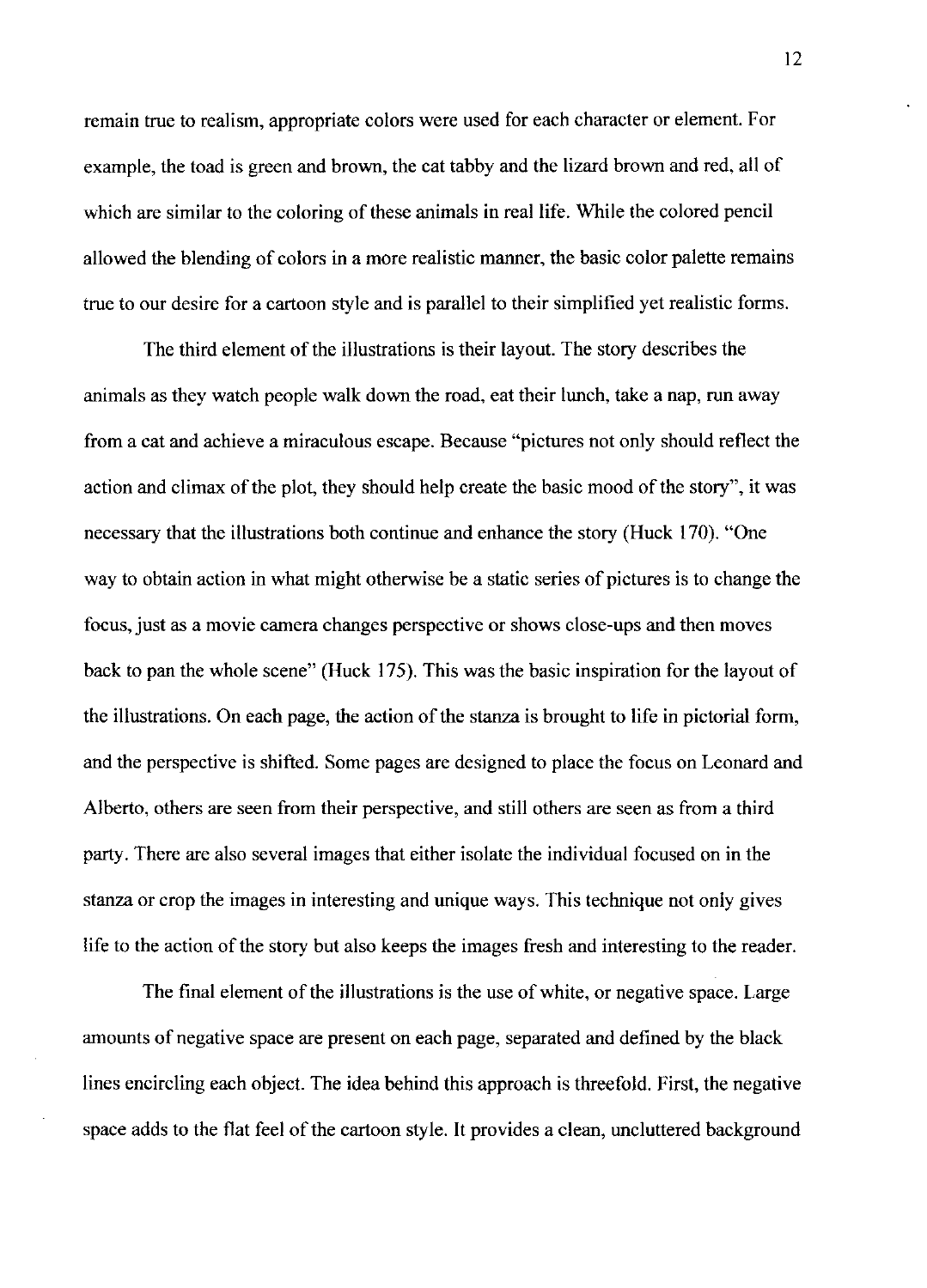remain true to realism, appropriate colors were used for each character or element. For example, the toad is green and brown, the cat tabby and the lizard brown and red, all of which are similar to the coloring of these animals in real life. While the colored pencil allowed the blending of colors in a more realistic manner, the basic color palette remains true to our desire for a cartoon style and is parallel to their simplified yet realistic forms.

The third element of the illustrations is their layout. The story describes the animals as they watch people walk down the road, eat their lunch, take a nap, run away from a cat and achieve a miraculous escape. Because "pictures not only should reflect the action and climax of the plot, they should help create the basic mood of the story", it was necessary that the illustrations both continue and enhance the story (Huck 170). "One way to obtain action in what might otherwise be a static series of pictures is to change the focus, just as a movie camera changes perspective or shows close-ups and then moves back to pan the whole scene" (Huck 175). This was the basic inspiration for the layout of the illustrations. On each page, the action of the stanza is brought to life in pictorial form, and the perspective is shifted. Some pages are designed to place the focus on Leonard and Alberto, others are seen from their perspective, and still others are seen as from a third party. There are also several images that either isolate the individual focused on in the stanza or crop the images in interesting and unique ways. This technique not only gives life to the action of the story but also keeps the images fresh and interesting to the reader.

The final element of the illustrations is the use of white, or negative space. Large amounts of negative space are present on each page, separated and defined by the black lines encircling each object. The idea behind this approach is threefold. First, the negative space adds to the flat feel of the cartoon style. It provides a clean, uncluttered background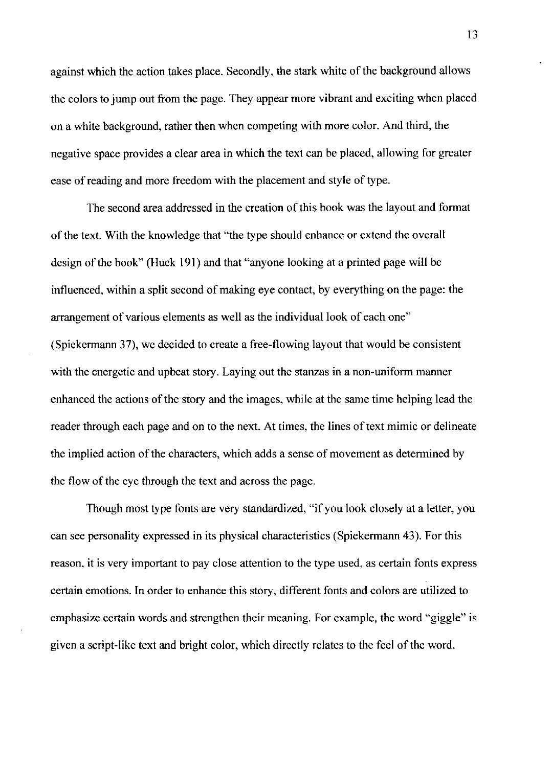against which the action takes place. Secondly, the stark white of the background allows the colors to jump out from the page. They appear more vibrant and exciting when placed on a white background, rather then when competing with more color. And third, the negative space provides a clear area in which the text can be placed, allowing for greater ease of reading and more freedom with the placement and style of type.

The second area addressed in the creation of this book was the layout and format of the text. With the knowledge that "the type should enhance or extend the overall design of the book" (Huck 191) and that "anyone looking at a printed page will be influenced, within a split second of making eye contact, by everything on the page: the arrangement of various elements as well as the individual look of each one" (Spiekermann 37), we decided to create a free-flowing layout that would be consistent with the energetic and upbeat story. Laying out the stanzas in a non-uniform manner enhanced the actions of the story and the images, while at the same time helping lead the reader through each page and on to the next. At times, the lines of text mimic or delineate the implied action of the characters, which adds a sense of movement as determined by the flow of the eye through the text and across the page.

Though most type fonts are very standardized, "if you look closely at a letter, you can see personality expressed in its physical characteristics (Spiekermann 43). For this reason, it is very important to pay close attention to the type used, as certain fonts express certain emotions. In order to enhance this story, different fonts and colors are utilized to emphasize certain words and strengthen their meaning. For example, the word "giggle" is given a script-like text and bright color, which directly relates to the feel of the word.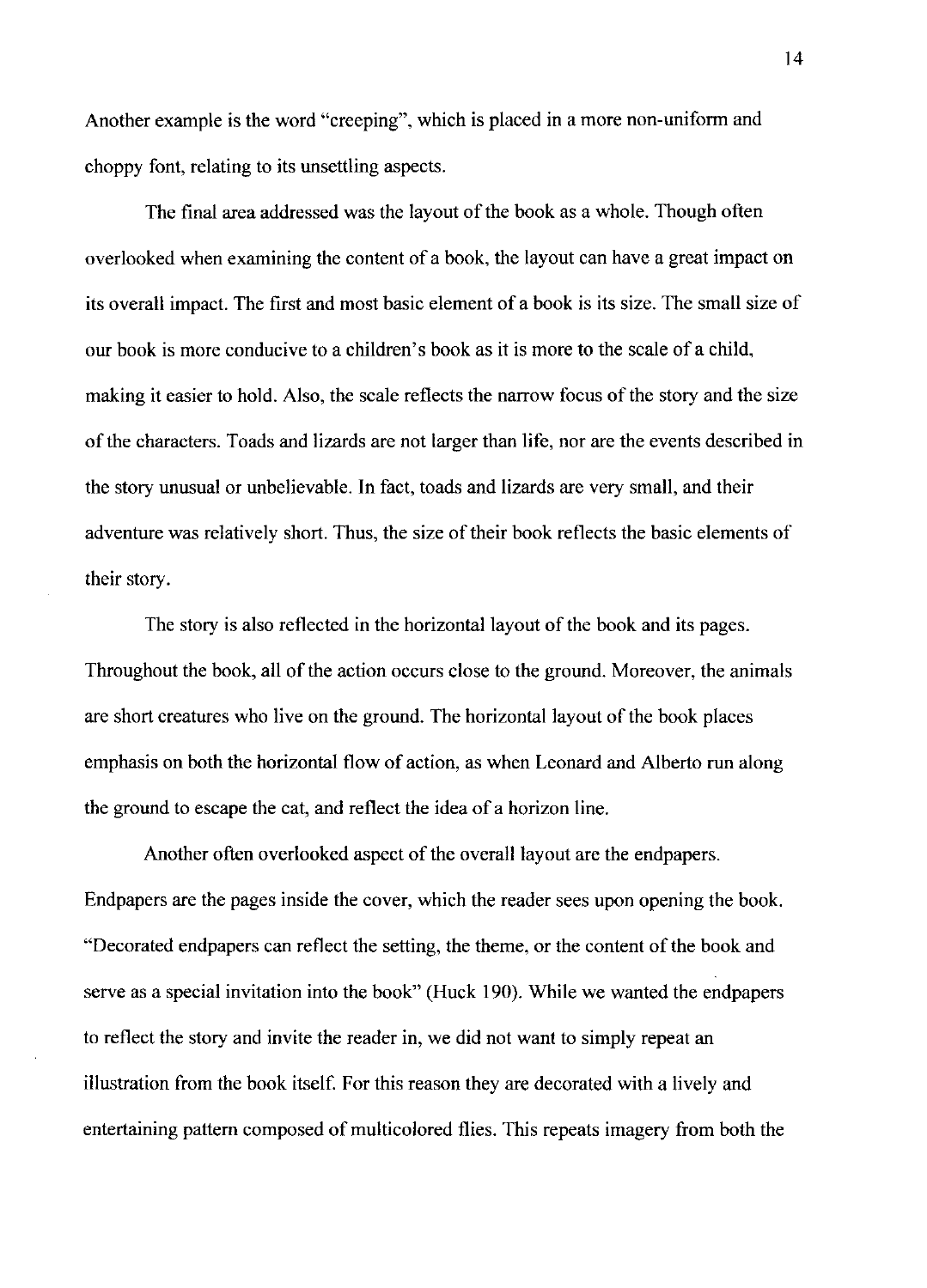Another example is the word "creeping", which is placed in a more non-uniform and choppy font, relating to its unsettling aspects.

The final area addressed was the layout of the book as a whole. Though often overlooked when examining the content of a book, the layout can have a great impact on its overall impact. The first and most basic element of a book is its size. The small size of our book is more conducive to a children's book as it is more to the scale of a child, making it easier to hold. Also, the scale reflects the narrow focus of the story and the size of the characters. Toads and lizards are not larger than life, nor are the events described in the story unusual or unbelievable. In fact, toads and lizards are very small, and their adventure was relatively short. Thus, the size of their book reflects the basic elements of their story.

The story is also reflected in the horizontal layout of the book and its pages. Throughout the book, all of the action occurs close to the ground. Moreover, the animals are short creatures who live on the ground. The horizontal layout of the book places emphasis on both the horizontal flow of action, as when Leonard and Alberto run along the ground to escape the cat, and reflect the idea of a horizon line.

Another often overlooked aspect of the overall layout are the endpapers. Endpapers are the pages inside the cover, which the reader sees upon opening the book. "Decorated endpapers can reflect the setting, the theme, or the content of the book and serve as a special invitation into the book" (Huck 190). While we wanted the endpapers to reflect the story and invite the reader in, we did not want to simply repeat an illustration from the book itself. For this reason they are decorated with a lively and entertaining pattern composed of multicolored flies. This repeats imagery from both the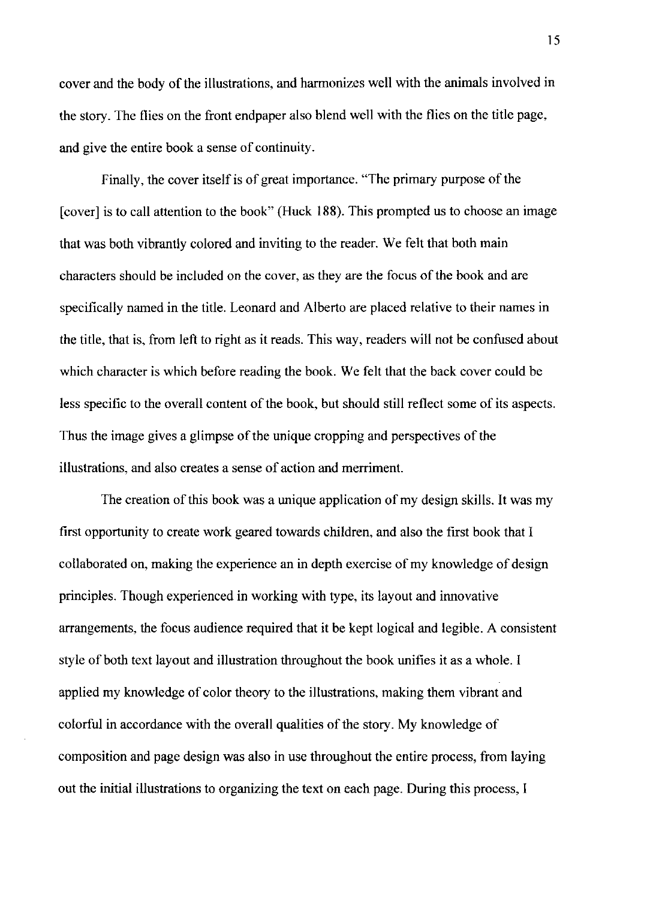cover and the body of the illustrations, and harmonizes well with the animals involved in the story. The flies on the front endpaper also blend well with the flies on the title page, and give the entire book a sense of continuity.

Finally, the cover itself is of great importance. "The primary purpose of the [cover] is to call attention to the book" (Huck 188). This prompted us to choose an image that was both vibrantly colored and inviting to the reader. We felt that both main characters should be included on the cover, as they are the focus of the book and are specifically named in the title. Leonard and Alberto are placed relative to their names in the title, that is, from left to right as it reads. This way, readers will not be confused about which character is which before reading the book. We felt that the back cover could be less specific to the overall content of the book, but should still reflect some of its aspects. Thus the image gives a glimpse of the unique cropping and perspectives of the illustrations, and also creates a sense of action and merriment.

The creation of this book was a unique application of my design skills. It was my first opportunity to create work geared towards children, and also the first book that I collaborated on, making the experience an in depth exercise of my knowledge of design principles. Though experienced in working with type, its layout and innovative arrangements, the focus audience required that it be kept logical and legible. A consistent style of both text layout and illustration throughout the book unifies it as a whole. I applied my knowledge of color theory to the illustrations, making them vibrant and colorful in accordance with the overall qualities of the story. My knowledge of composition and page design was also in use throughout the entire process, from laying out the initial illustrations to organizing the text on each page. During this process, I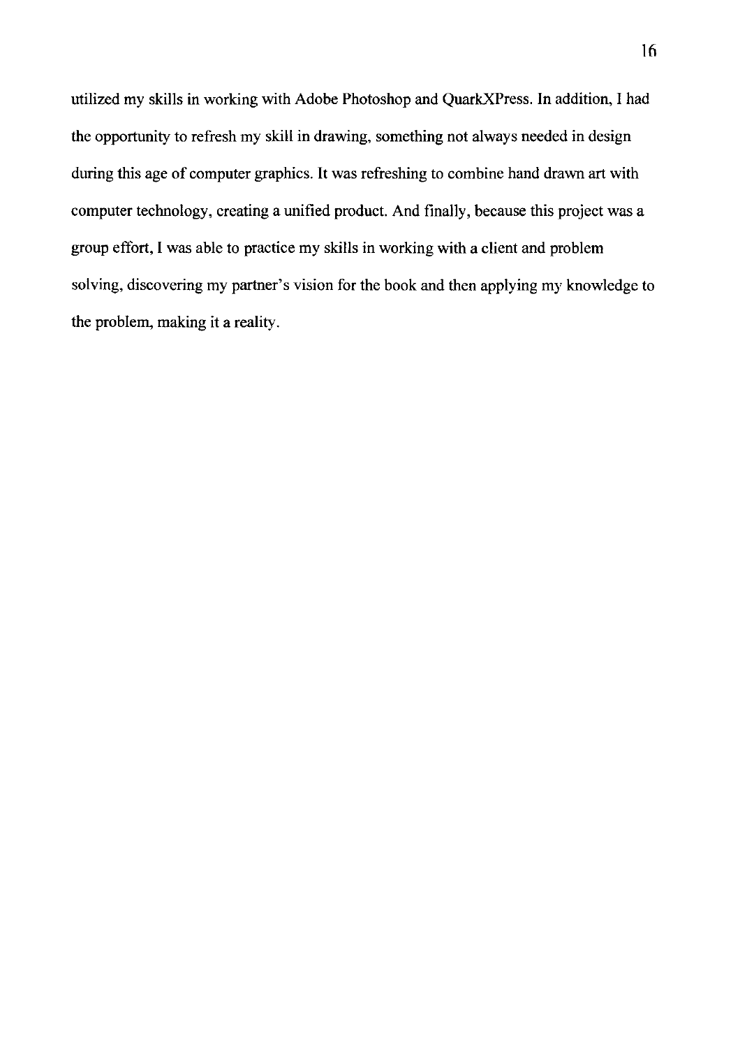utilized my skills in working with Adobe Photoshop and QuarkXPress. In addition, I had the opportunity to refresh my skill in drawing, something not always needed in design during this age of computer graphics. It was refreshing to combine hand drawn art with computer technology, creating a unified product. And finally, because this project was a group effort, I was able to practice my skills in working with a client and problem solving, discovering my partner's vision for the book and then applying my knowledge to the problem, making it a reality.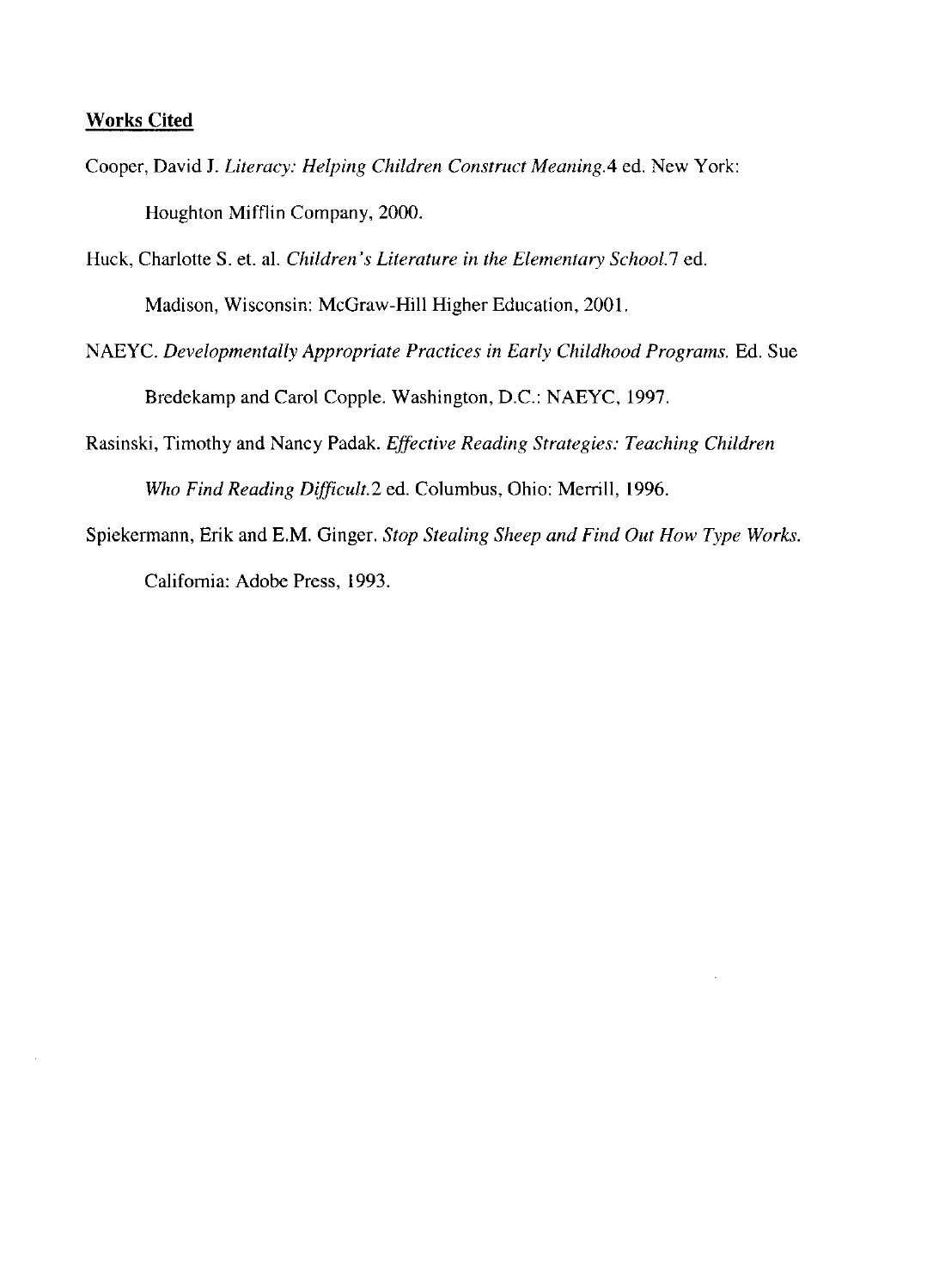**Works Cited**

Cooper, David J. *Literacy: Helping Children Construct Meaning.*4 ed. New York: Houghton Mifflin Company, 2000.

Huck, Charlotte S. et. al. *Children's Literature in the Elementary School.*7 ed. Madison, Wisconsin: McGraw-Hill Higher Education, 2001.

NAEYC. *Developmentally Appropriate Practices in Early Childhood Programs.* Ed. Sue Bredekamp and Carol Copple. Washington, D.C.: NAEYC, 1997.

Rasinski, Timothy and Nancy Padak. *Effective Reading Strategies: Teaching Children Who Find Reading Difficult.*2 ed. Columbus, Ohio: Merrill, 1996.

Spiekermann, Erik and E.M. Ginger. *Stop Stealing Sheep and Find Out How Type Works.* California: Adobe Press, 1993.